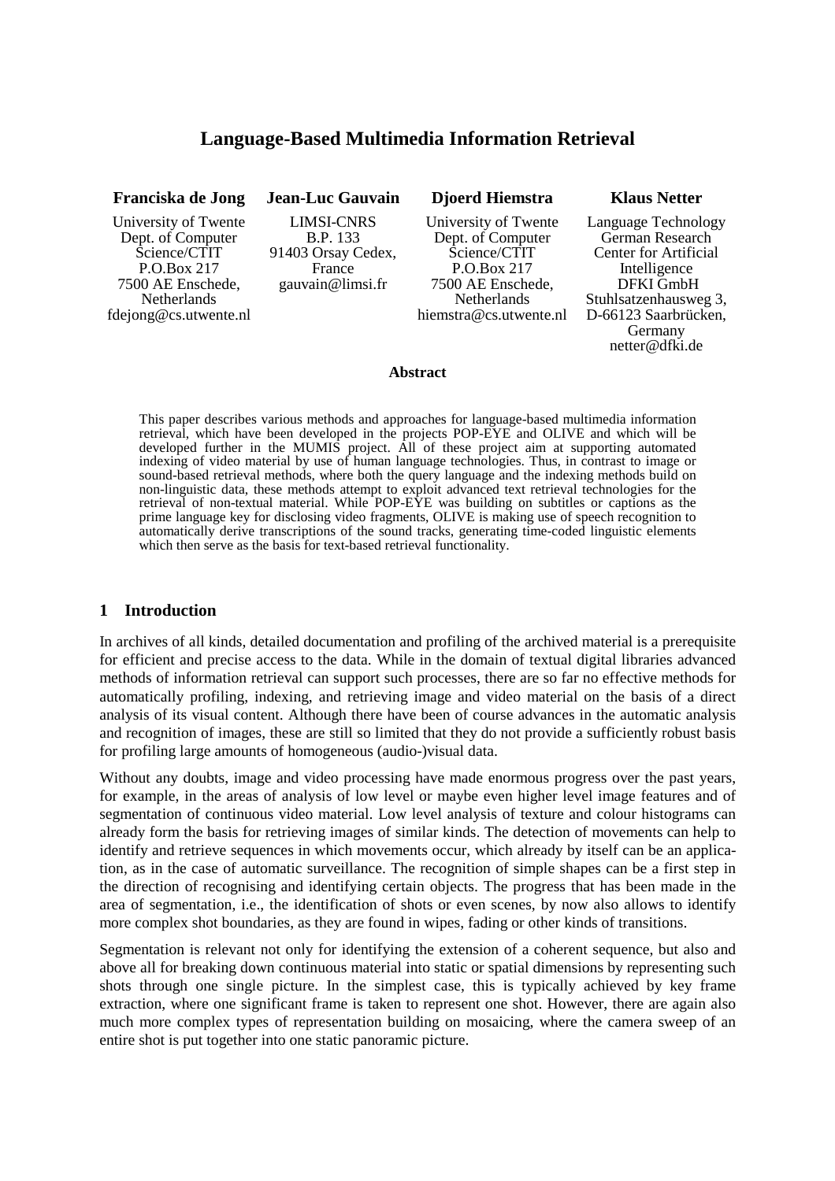# Language-Based Multimedia Information Retrieval

**Franciska de Jong**
University of Twente
Dept. of Computer Science/CTIT
P.O.Box 217
7500 AE Enschede, Netherlands
fdejong@cs.utwente.nl

**Jean-Luc Gauvain**
LIMSI-CNRS
B.P. 133
91403 Orsay Cedex, France
gauvain@limsi.fr

**Djoerd Hiemstra**
University of Twente
Dept. of Computer Science/CTIT
P.O.Box 217
7500 AE Enschede, Netherlands
hiemstra@cs.utwente.nl

**Klaus Netter**
Language Technology
German Research Center for Artificial Intelligence
DFKI GmbH
Stuhlsatzenhausweg 3, D-66123 Saarbrücken, Germany
netter@dfki.de

**Abstract**

This paper describes various methods and approaches for language-based multimedia information retrieval, which have been developed in the projects POP-EYE and OLIVE and which will be developed further in the MUMIS project. All of these project aim at supporting automated indexing of video material by use of human language technologies. Thus, in contrast to image or sound-based retrieval methods, where both the query language and the indexing methods build on non-linguistic data, these methods attempt to exploit advanced text retrieval technologies for the retrieval of non-textual material. While POP-EYE was building on subtitles or captions as the prime language key for disclosing video fragments, OLIVE is making use of speech recognition to automatically derive transcriptions of the sound tracks, generating time-coded linguistic elements which then serve as the basis for text-based retrieval functionality.

## 1 Introduction

In archives of all kinds, detailed documentation and profiling of the archived material is a prerequisite for efficient and precise access to the data. While in the domain of textual digital libraries advanced methods of information retrieval can support such processes, there are so far no effective methods for automatically profiling, indexing, and retrieving image and video material on the basis of a direct analysis of its visual content. Although there have been of course advances in the automatic analysis and recognition of images, these are still so limited that they do not provide a sufficiently robust basis for profiling large amounts of homogeneous (audio-)visual data.

Without any doubts, image and video processing have made enormous progress over the past years, for example, in the areas of analysis of low level or maybe even higher level image features and of segmentation of continuous video material. Low level analysis of texture and colour histograms can already form the basis for retrieving images of similar kinds. The detection of movements can help to identify and retrieve sequences in which movements occur, which already by itself can be an application, as in the case of automatic surveillance. The recognition of simple shapes can be a first step in the direction of recognising and identifying certain objects. The progress that has been made in the area of segmentation, i.e., the identification of shots or even scenes, by now also allows to identify more complex shot boundaries, as they are found in wipes, fading or other kinds of transitions.

Segmentation is relevant not only for identifying the extension of a coherent sequence, but also and above all for breaking down continuous material into static or spatial dimensions by representing such shots through one single picture. In the simplest case, this is typically achieved by key frame extraction, where one significant frame is taken to represent one shot. However, there are again also much more complex types of representation building on mosaicing, where the camera sweep of an entire shot is put together into one static panoramic picture.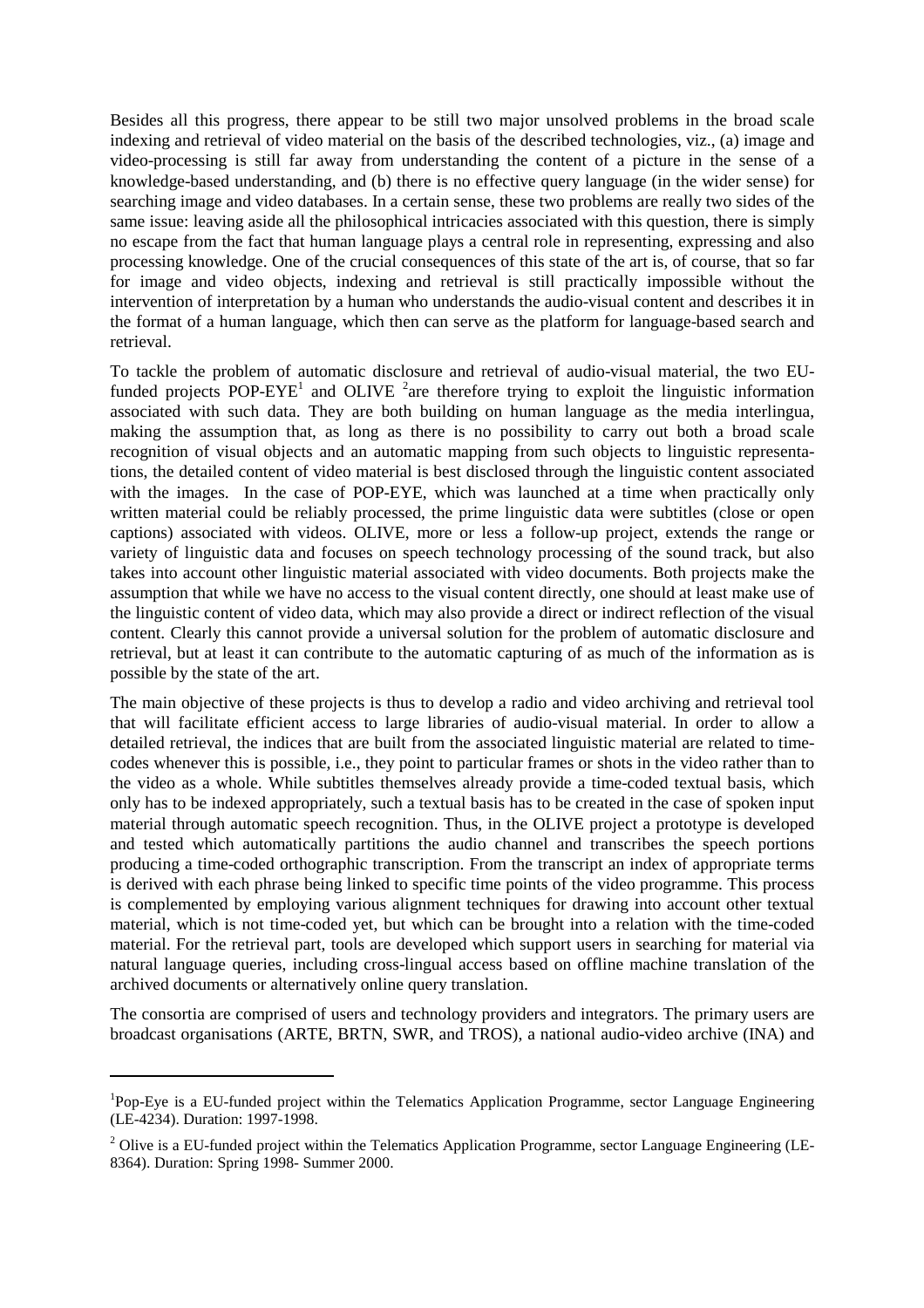Besides all this progress, there appear to be still two major unsolved problems in the broad scale indexing and retrieval of video material on the basis of the described technologies, viz., (a) image and video-processing is still far away from understanding the content of a picture in the sense of a knowledge-based understanding, and (b) there is no effective query language (in the wider sense) for searching image and video databases. In a certain sense, these two problems are really two sides of the same issue: leaving aside all the philosophical intricacies associated with this question, there is simply no escape from the fact that human language plays a central role in representing, expressing and also processing knowledge. One of the crucial consequences of this state of the art is, of course, that so far for image and video objects, indexing and retrieval is still practically impossible without the intervention of interpretation by a human who understands the audio-visual content and describes it in the format of a human language, which then can serve as the platform for language-based search and retrieval.

To tackle the problem of automatic disclosure and retrieval of audio-visual material, the two EU-funded projects POP-EYE[1] and OLIVE [2]are therefore trying to exploit the linguistic information associated with such data. They are both building on human language as the media interlingua, making the assumption that, as long as there is no possibility to carry out both a broad scale recognition of visual objects and an automatic mapping from such objects to linguistic representations, the detailed content of video material is best disclosed through the linguistic content associated with the images. In the case of POP-EYE, which was launched at a time when practically only written material could be reliably processed, the prime linguistic data were subtitles (close or open captions) associated with videos. OLIVE, more or less a follow-up project, extends the range or variety of linguistic data and focuses on speech technology processing of the sound track, but also takes into account other linguistic material associated with video documents. Both projects make the assumption that while we have no access to the visual content directly, one should at least make use of the linguistic content of video data, which may also provide a direct or indirect reflection of the visual content. Clearly this cannot provide a universal solution for the problem of automatic disclosure and retrieval, but at least it can contribute to the automatic capturing of as much of the information as is possible by the state of the art.

The main objective of these projects is thus to develop a radio and video archiving and retrieval tool that will facilitate efficient access to large libraries of audio-visual material. In order to allow a detailed retrieval, the indices that are built from the associated linguistic material are related to time-codes whenever this is possible, i.e., they point to particular frames or shots in the video rather than to the video as a whole. While subtitles themselves already provide a time-coded textual basis, which only has to be indexed appropriately, such a textual basis has to be created in the case of spoken input material through automatic speech recognition. Thus, in the OLIVE project a prototype is developed and tested which automatically partitions the audio channel and transcribes the speech portions producing a time-coded orthographic transcription. From the transcript an index of appropriate terms is derived with each phrase being linked to specific time points of the video programme. This process is complemented by employing various alignment techniques for drawing into account other textual material, which is not time-coded yet, but which can be brought into a relation with the time-coded material. For the retrieval part, tools are developed which support users in searching for material via natural language queries, including cross-lingual access based on offline machine translation of the archived documents or alternatively online query translation.

The consortia are comprised of users and technology providers and integrators. The primary users are broadcast organisations (ARTE, BRTN, SWR, and TROS), a national audio-video archive (INA) and

---

[1]Pop-Eye is a EU-funded project within the Telematics Application Programme, sector Language Engineering (LE-4234). Duration: 1997-1998.

[2] Olive is a EU-funded project within the Telematics Application Programme, sector Language Engineering (LE-8364). Duration: Spring 1998- Summer 2000.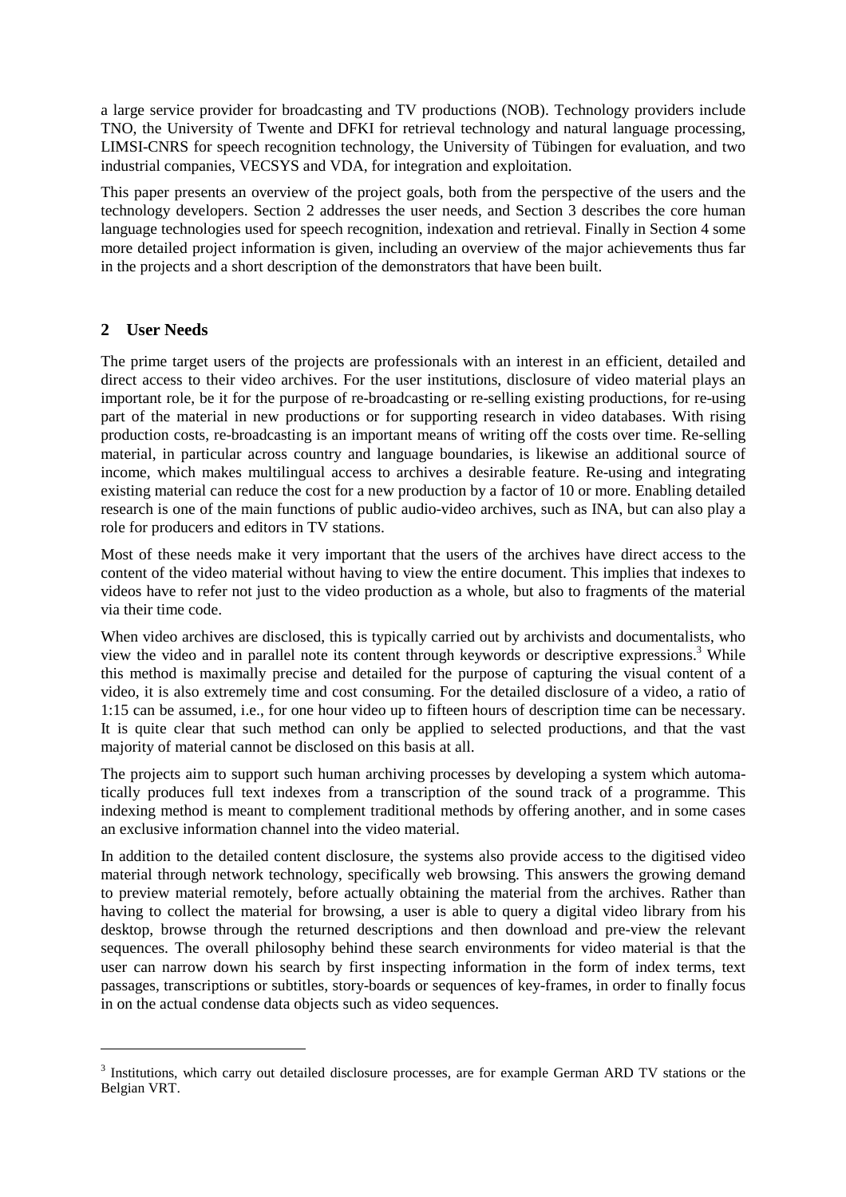a large service provider for broadcasting and TV productions (NOB). Technology providers include TNO, the University of Twente and DFKI for retrieval technology and natural language processing, LIMSI-CNRS for speech recognition technology, the University of Tübingen for evaluation, and two industrial companies, VECSYS and VDA, for integration and exploitation.

This paper presents an overview of the project goals, both from the perspective of the users and the technology developers. Section 2 addresses the user needs, and Section 3 describes the core human language technologies used for speech recognition, indexation and retrieval. Finally in Section 4 some more detailed project information is given, including an overview of the major achievements thus far in the projects and a short description of the demonstrators that have been built.

## 2 User Needs

The prime target users of the projects are professionals with an interest in an efficient, detailed and direct access to their video archives. For the user institutions, disclosure of video material plays an important role, be it for the purpose of re-broadcasting or re-selling existing productions, for re-using part of the material in new productions or for supporting research in video databases. With rising production costs, re-broadcasting is an important means of writing off the costs over time. Re-selling material, in particular across country and language boundaries, is likewise an additional source of income, which makes multilingual access to archives a desirable feature. Re-using and integrating existing material can reduce the cost for a new production by a factor of 10 or more. Enabling detailed research is one of the main functions of public audio-video archives, such as INA, but can also play a role for producers and editors in TV stations.

Most of these needs make it very important that the users of the archives have direct access to the content of the video material without having to view the entire document. This implies that indexes to videos have to refer not just to the video production as a whole, but also to fragments of the material via their time code.

When video archives are disclosed, this is typically carried out by archivists and documentalists, who view the video and in parallel note its content through keywords or descriptive expressions.[3] While this method is maximally precise and detailed for the purpose of capturing the visual content of a video, it is also extremely time and cost consuming. For the detailed disclosure of a video, a ratio of 1:15 can be assumed, i.e., for one hour video up to fifteen hours of description time can be necessary. It is quite clear that such method can only be applied to selected productions, and that the vast majority of material cannot be disclosed on this basis at all.

The projects aim to support such human archiving processes by developing a system which automatically produces full text indexes from a transcription of the sound track of a programme. This indexing method is meant to complement traditional methods by offering another, and in some cases an exclusive information channel into the video material.

In addition to the detailed content disclosure, the systems also provide access to the digitised video material through network technology, specifically web browsing. This answers the growing demand to preview material remotely, before actually obtaining the material from the archives. Rather than having to collect the material for browsing, a user is able to query a digital video library from his desktop, browse through the returned descriptions and then download and pre-view the relevant sequences. The overall philosophy behind these search environments for video material is that the user can narrow down his search by first inspecting information in the form of index terms, text passages, transcriptions or subtitles, story-boards or sequences of key-frames, in order to finally focus in on the actual condense data objects such as video sequences.

---

[3] Institutions, which carry out detailed disclosure processes, are for example German ARD TV stations or the Belgian VRT.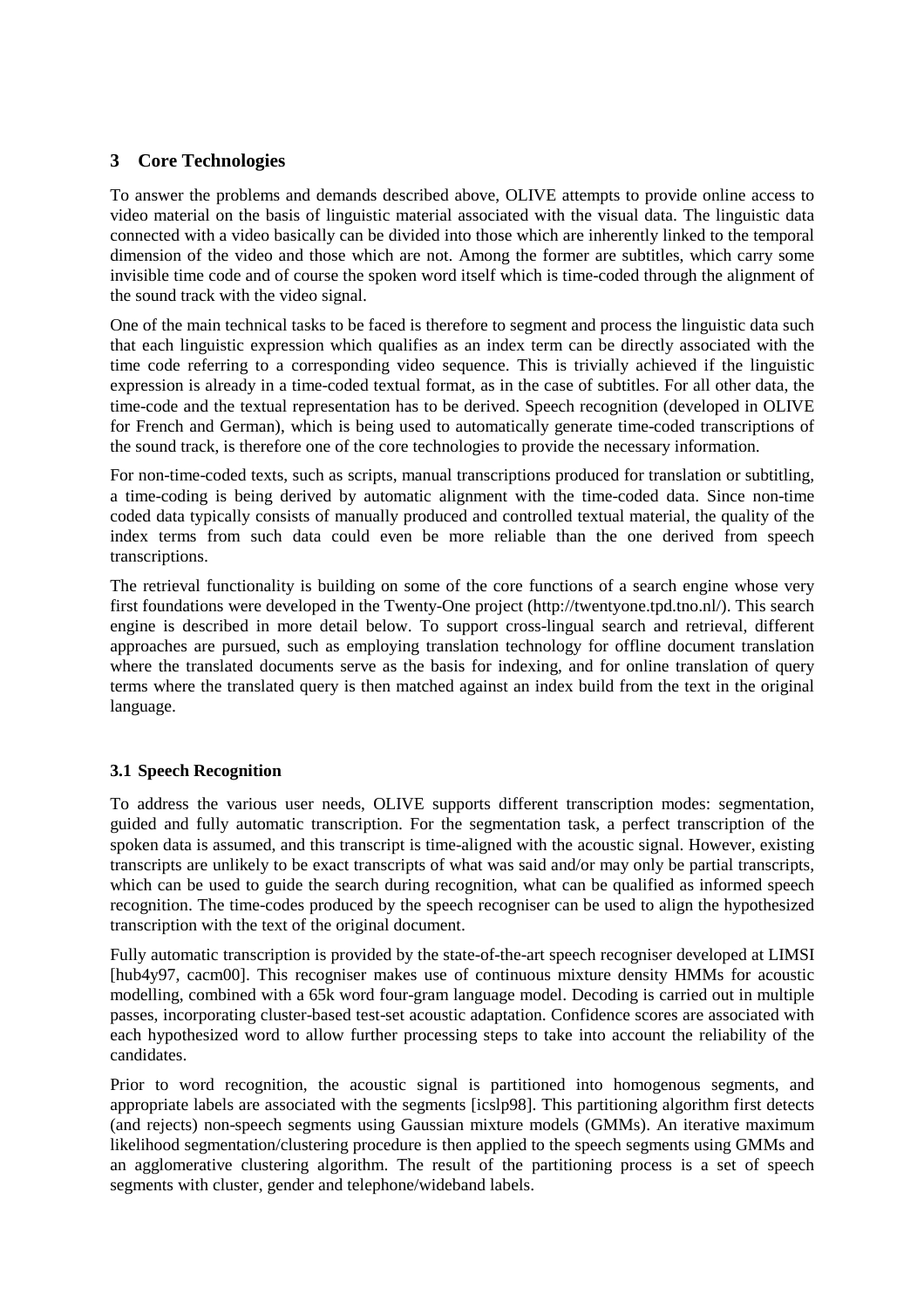## 3 Core Technologies

To answer the problems and demands described above, OLIVE attempts to provide online access to video material on the basis of linguistic material associated with the visual data. The linguistic data connected with a video basically can be divided into those which are inherently linked to the temporal dimension of the video and those which are not. Among the former are subtitles, which carry some invisible time code and of course the spoken word itself which is time-coded through the alignment of the sound track with the video signal.

One of the main technical tasks to be faced is therefore to segment and process the linguistic data such that each linguistic expression which qualifies as an index term can be directly associated with the time code referring to a corresponding video sequence. This is trivially achieved if the linguistic expression is already in a time-coded textual format, as in the case of subtitles. For all other data, the time-code and the textual representation has to be derived. Speech recognition (developed in OLIVE for French and German), which is being used to automatically generate time-coded transcriptions of the sound track, is therefore one of the core technologies to provide the necessary information.

For non-time-coded texts, such as scripts, manual transcriptions produced for translation or subtitling, a time-coding is being derived by automatic alignment with the time-coded data. Since non-time coded data typically consists of manually produced and controlled textual material, the quality of the index terms from such data could even be more reliable than the one derived from speech transcriptions.

The retrieval functionality is building on some of the core functions of a search engine whose very first foundations were developed in the Twenty-One project (http://twentyone.tpd.tno.nl/). This search engine is described in more detail below. To support cross-lingual search and retrieval, different approaches are pursued, such as employing translation technology for offline document translation where the translated documents serve as the basis for indexing, and for online translation of query terms where the translated query is then matched against an index build from the text in the original language.

### 3.1 Speech Recognition

To address the various user needs, OLIVE supports different transcription modes: segmentation, guided and fully automatic transcription. For the segmentation task, a perfect transcription of the spoken data is assumed, and this transcript is time-aligned with the acoustic signal. However, existing transcripts are unlikely to be exact transcripts of what was said and/or may only be partial transcripts, which can be used to guide the search during recognition, what can be qualified as informed speech recognition. The time-codes produced by the speech recogniser can be used to align the hypothesized transcription with the text of the original document.

Fully automatic transcription is provided by the state-of-the-art speech recogniser developed at LIMSI [hub4y97, cacm00]. This recogniser makes use of continuous mixture density HMMs for acoustic modelling, combined with a 65k word four-gram language model. Decoding is carried out in multiple passes, incorporating cluster-based test-set acoustic adaptation. Confidence scores are associated with each hypothesized word to allow further processing steps to take into account the reliability of the candidates.

Prior to word recognition, the acoustic signal is partitioned into homogenous segments, and appropriate labels are associated with the segments [icslp98]. This partitioning algorithm first detects (and rejects) non-speech segments using Gaussian mixture models (GMMs). An iterative maximum likelihood segmentation/clustering procedure is then applied to the speech segments using GMMs and an agglomerative clustering algorithm. The result of the partitioning process is a set of speech segments with cluster, gender and telephone/wideband labels.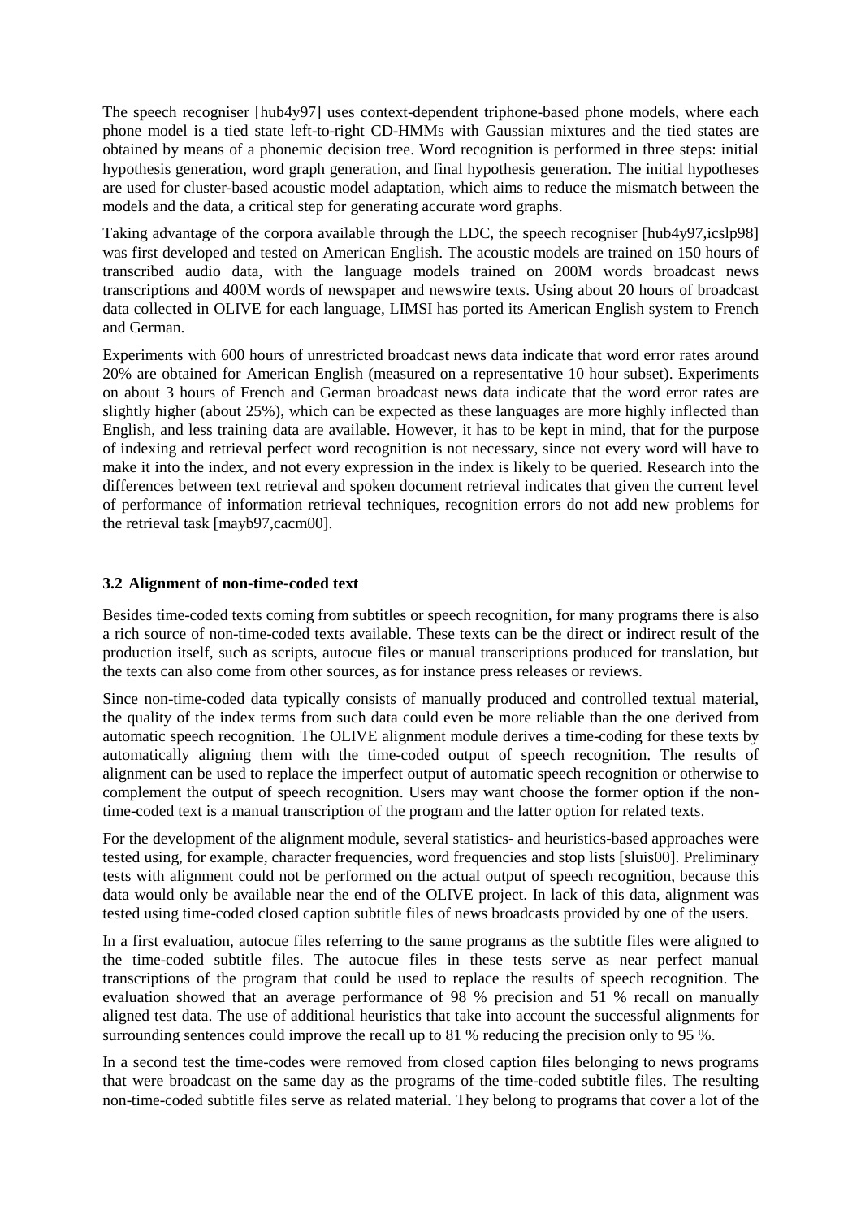The speech recogniser [hub4y97] uses context-dependent triphone-based phone models, where each phone model is a tied state left-to-right CD-HMMs with Gaussian mixtures and the tied states are obtained by means of a phonemic decision tree. Word recognition is performed in three steps: initial hypothesis generation, word graph generation, and final hypothesis generation. The initial hypotheses are used for cluster-based acoustic model adaptation, which aims to reduce the mismatch between the models and the data, a critical step for generating accurate word graphs.

Taking advantage of the corpora available through the LDC, the speech recogniser [hub4y97,icslp98] was first developed and tested on American English. The acoustic models are trained on 150 hours of transcribed audio data, with the language models trained on 200M words broadcast news transcriptions and 400M words of newspaper and newswire texts. Using about 20 hours of broadcast data collected in OLIVE for each language, LIMSI has ported its American English system to French and German.

Experiments with 600 hours of unrestricted broadcast news data indicate that word error rates around 20% are obtained for American English (measured on a representative 10 hour subset). Experiments on about 3 hours of French and German broadcast news data indicate that the word error rates are slightly higher (about 25%), which can be expected as these languages are more highly inflected than English, and less training data are available. However, it has to be kept in mind, that for the purpose of indexing and retrieval perfect word recognition is not necessary, since not every word will have to make it into the index, and not every expression in the index is likely to be queried. Research into the differences between text retrieval and spoken document retrieval indicates that given the current level of performance of information retrieval techniques, recognition errors do not add new problems for the retrieval task [mayb97,cacm00].

### 3.2 Alignment of non-time-coded text

Besides time-coded texts coming from subtitles or speech recognition, for many programs there is also a rich source of non-time-coded texts available. These texts can be the direct or indirect result of the production itself, such as scripts, autocue files or manual transcriptions produced for translation, but the texts can also come from other sources, as for instance press releases or reviews.

Since non-time-coded data typically consists of manually produced and controlled textual material, the quality of the index terms from such data could even be more reliable than the one derived from automatic speech recognition. The OLIVE alignment module derives a time-coding for these texts by automatically aligning them with the time-coded output of speech recognition. The results of alignment can be used to replace the imperfect output of automatic speech recognition or otherwise to complement the output of speech recognition. Users may want choose the former option if the non-time-coded text is a manual transcription of the program and the latter option for related texts.

For the development of the alignment module, several statistics- and heuristics-based approaches were tested using, for example, character frequencies, word frequencies and stop lists [sluis00]. Preliminary tests with alignment could not be performed on the actual output of speech recognition, because this data would only be available near the end of the OLIVE project. In lack of this data, alignment was tested using time-coded closed caption subtitle files of news broadcasts provided by one of the users.

In a first evaluation, autocue files referring to the same programs as the subtitle files were aligned to the time-coded subtitle files. The autocue files in these tests serve as near perfect manual transcriptions of the program that could be used to replace the results of speech recognition. The evaluation showed that an average performance of 98 % precision and 51 % recall on manually aligned test data. The use of additional heuristics that take into account the successful alignments for surrounding sentences could improve the recall up to 81 % reducing the precision only to 95 %.

In a second test the time-codes were removed from closed caption files belonging to news programs that were broadcast on the same day as the programs of the time-coded subtitle files. The resulting non-time-coded subtitle files serve as related material. They belong to programs that cover a lot of the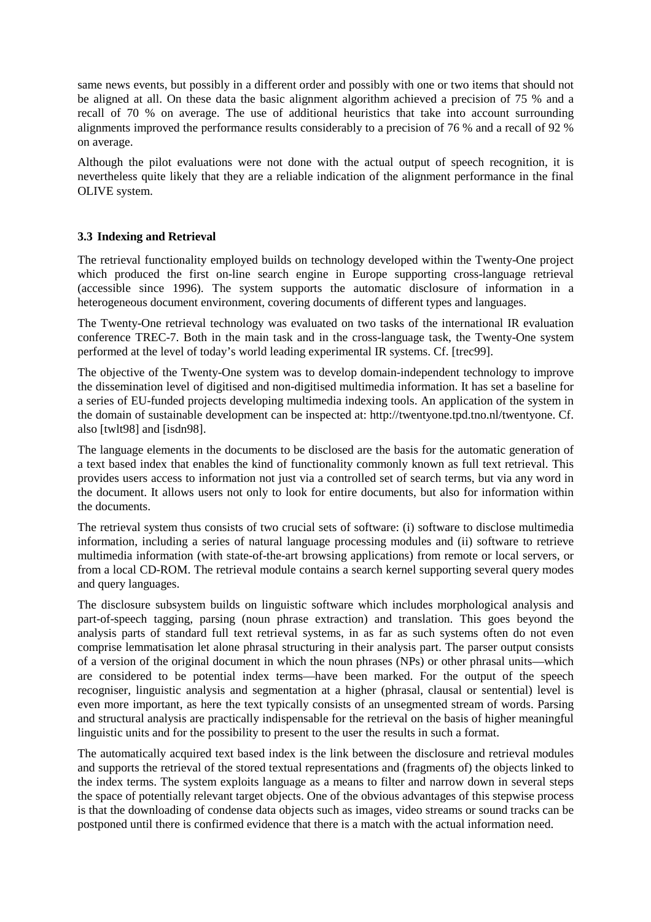same news events, but possibly in a different order and possibly with one or two items that should not be aligned at all. On these data the basic alignment algorithm achieved a precision of 75 % and a recall of 70 % on average. The use of additional heuristics that take into account surrounding alignments improved the performance results considerably to a precision of 76 % and a recall of 92 % on average.

Although the pilot evaluations were not done with the actual output of speech recognition, it is nevertheless quite likely that they are a reliable indication of the alignment performance in the final OLIVE system.

### 3.3 Indexing and Retrieval

The retrieval functionality employed builds on technology developed within the Twenty-One project which produced the first on-line search engine in Europe supporting cross-language retrieval (accessible since 1996). The system supports the automatic disclosure of information in a heterogeneous document environment, covering documents of different types and languages.

The Twenty-One retrieval technology was evaluated on two tasks of the international IR evaluation conference TREC-7. Both in the main task and in the cross-language task, the Twenty-One system performed at the level of today's world leading experimental IR systems. Cf. [trec99].

The objective of the Twenty-One system was to develop domain-independent technology to improve the dissemination level of digitised and non-digitised multimedia information. It has set a baseline for a series of EU-funded projects developing multimedia indexing tools. An application of the system in the domain of sustainable development can be inspected at: http://twentyone.tpd.tno.nl/twentyone. Cf. also [twlt98] and [isdn98].

The language elements in the documents to be disclosed are the basis for the automatic generation of a text based index that enables the kind of functionality commonly known as full text retrieval. This provides users access to information not just via a controlled set of search terms, but via any word in the document. It allows users not only to look for entire documents, but also for information within the documents.

The retrieval system thus consists of two crucial sets of software: (i) software to disclose multimedia information, including a series of natural language processing modules and (ii) software to retrieve multimedia information (with state-of-the-art browsing applications) from remote or local servers, or from a local CD-ROM. The retrieval module contains a search kernel supporting several query modes and query languages.

The disclosure subsystem builds on linguistic software which includes morphological analysis and part-of-speech tagging, parsing (noun phrase extraction) and translation. This goes beyond the analysis parts of standard full text retrieval systems, in as far as such systems often do not even comprise lemmatisation let alone phrasal structuring in their analysis part. The parser output consists of a version of the original document in which the noun phrases (NPs) or other phrasal units—which are considered to be potential index terms—have been marked. For the output of the speech recogniser, linguistic analysis and segmentation at a higher (phrasal, clausal or sentential) level is even more important, as here the text typically consists of an unsegmented stream of words. Parsing and structural analysis are practically indispensable for the retrieval on the basis of higher meaningful linguistic units and for the possibility to present to the user the results in such a format.

The automatically acquired text based index is the link between the disclosure and retrieval modules and supports the retrieval of the stored textual representations and (fragments of) the objects linked to the index terms. The system exploits language as a means to filter and narrow down in several steps the space of potentially relevant target objects. One of the obvious advantages of this stepwise process is that the downloading of condense data objects such as images, video streams or sound tracks can be postponed until there is confirmed evidence that there is a match with the actual information need.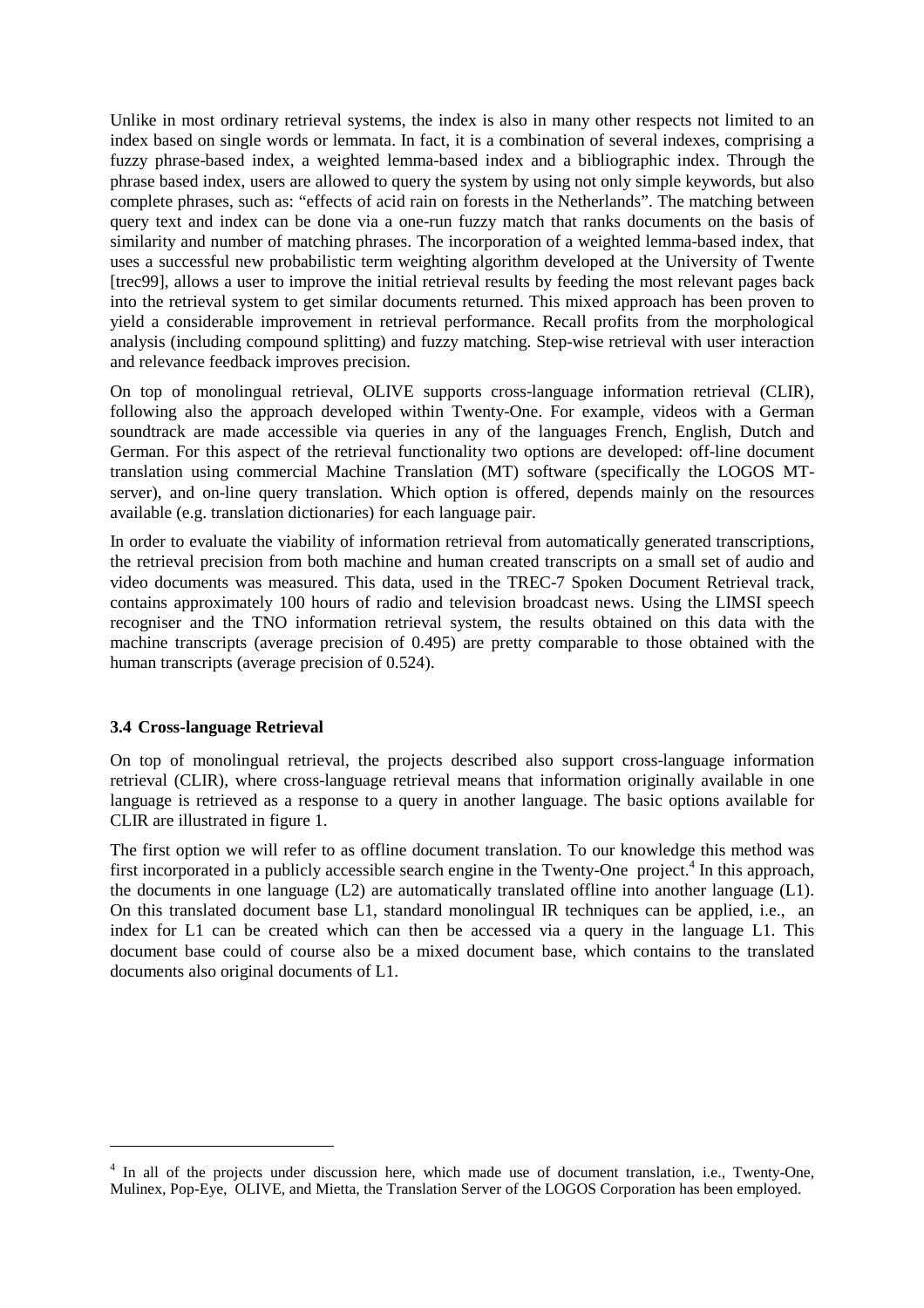Unlike in most ordinary retrieval systems, the index is also in many other respects not limited to an index based on single words or lemmata. In fact, it is a combination of several indexes, comprising a fuzzy phrase-based index, a weighted lemma-based index and a bibliographic index. Through the phrase based index, users are allowed to query the system by using not only simple keywords, but also complete phrases, such as: "effects of acid rain on forests in the Netherlands". The matching between query text and index can be done via a one-run fuzzy match that ranks documents on the basis of similarity and number of matching phrases. The incorporation of a weighted lemma-based index, that uses a successful new probabilistic term weighting algorithm developed at the University of Twente [trec99], allows a user to improve the initial retrieval results by feeding the most relevant pages back into the retrieval system to get similar documents returned. This mixed approach has been proven to yield a considerable improvement in retrieval performance. Recall profits from the morphological analysis (including compound splitting) and fuzzy matching. Step-wise retrieval with user interaction and relevance feedback improves precision.

On top of monolingual retrieval, OLIVE supports cross-language information retrieval (CLIR), following also the approach developed within Twenty-One. For example, videos with a German soundtrack are made accessible via queries in any of the languages French, English, Dutch and German. For this aspect of the retrieval functionality two options are developed: off-line document translation using commercial Machine Translation (MT) software (specifically the LOGOS MT-server), and on-line query translation. Which option is offered, depends mainly on the resources available (e.g. translation dictionaries) for each language pair.

In order to evaluate the viability of information retrieval from automatically generated transcriptions, the retrieval precision from both machine and human created transcripts on a small set of audio and video documents was measured. This data, used in the TREC-7 Spoken Document Retrieval track, contains approximately 100 hours of radio and television broadcast news. Using the LIMSI speech recogniser and the TNO information retrieval system, the results obtained on this data with the machine transcripts (average precision of 0.495) are pretty comparable to those obtained with the human transcripts (average precision of 0.524).

### 3.4 Cross-language Retrieval

On top of monolingual retrieval, the projects described also support cross-language information retrieval (CLIR), where cross-language retrieval means that information originally available in one language is retrieved as a response to a query in another language. The basic options available for CLIR are illustrated in figure 1.

The first option we will refer to as offline document translation. To our knowledge this method was first incorporated in a publicly accessible search engine in the Twenty-One project.[4] In this approach, the documents in one language (L2) are automatically translated offline into another language (L1). On this translated document base L1, standard monolingual IR techniques can be applied, i.e., an index for L1 can be created which can then be accessed via a query in the language L1. This document base could of course also be a mixed document base, which contains to the translated documents also original documents of L1.

---

[4] In all of the projects under discussion here, which made use of document translation, i.e., Twenty-One, Mulinex, Pop-Eye, OLIVE, and Mietta, the Translation Server of the LOGOS Corporation has been employed.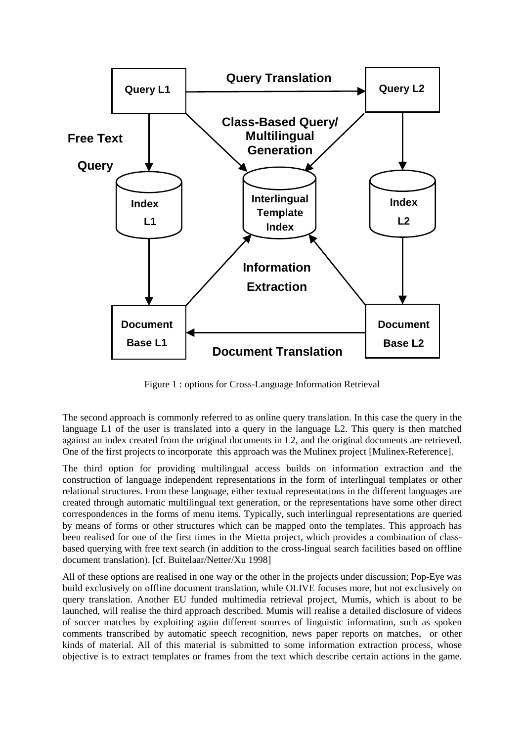Figure 1 : options for Cross-Language Information Retrieval

The second approach is commonly referred to as online query translation. In this case the query in the language L1 of the user is translated into a query in the language L2. This query is then matched against an index created from the original documents in L2, and the original documents are retrieved. One of the first projects to incorporate this approach was the Mulinex project [Mulinex-Reference].

The third option for providing multilingual access builds on information extraction and the construction of language independent representations in the form of interlingual templates or other relational structures. From these language, either textual representations in the different languages are created through automatic multilingual text generation, or the representations have some other direct correspondences in the forms of menu items. Typically, such interlingual representations are queried by means of forms or other structures which can be mapped onto the templates. This approach has been realised for one of the first times in the Mietta project, which provides a combination of class-based querying with free text search (in addition to the cross-lingual search facilities based on offline document translation). [cf. Buitelaar/Netter/Xu 1998]

All of these options are realised in one way or the other in the projects under discussion; Pop-Eye was build exclusively on offline document translation, while OLIVE focuses more, but not exclusively on query translation. Another EU funded multimedia retrieval project, Mumis, which is about to be launched, will realise the third approach described. Mumis will realise a detailed disclosure of videos of soccer matches by exploiting again different sources of linguistic information, such as spoken comments transcribed by automatic speech recognition, news paper reports on matches, or other kinds of material. All of this material is submitted to some information extraction process, whose objective is to extract templates or frames from the text which describe certain actions in the game.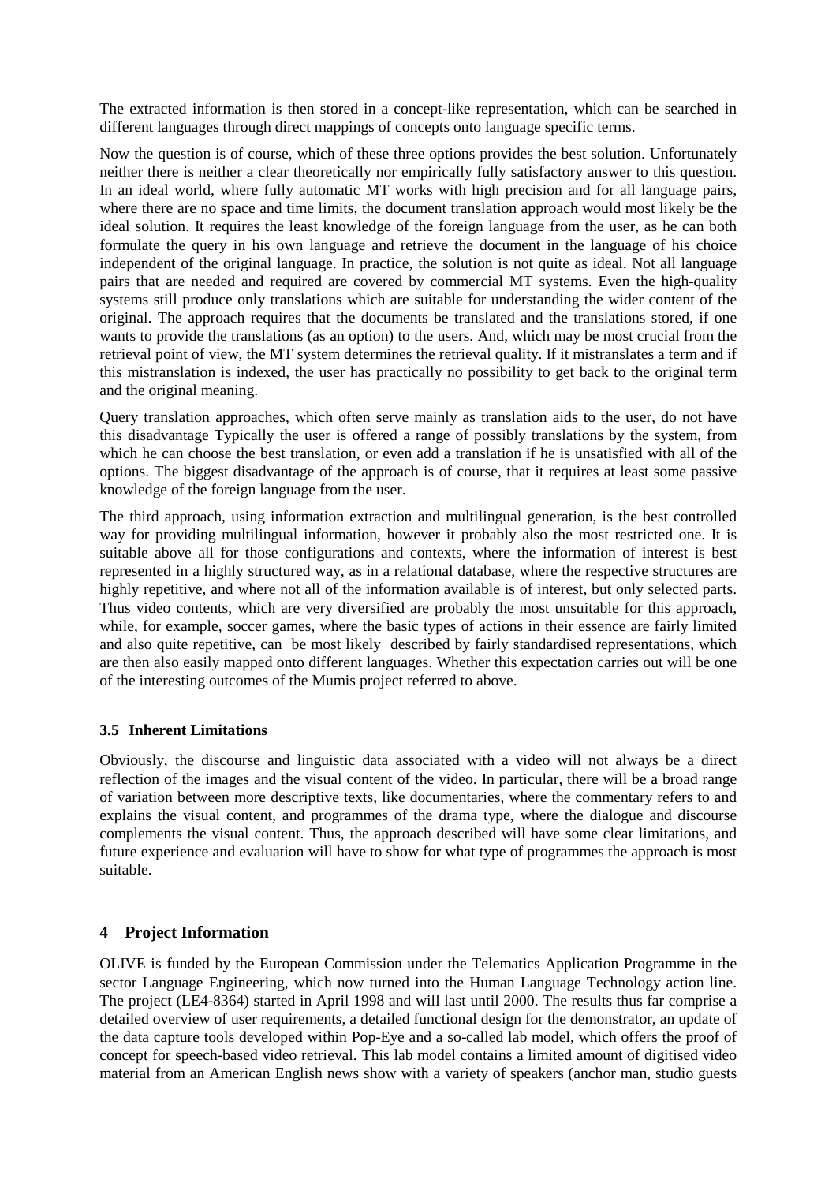The extracted information is then stored in a concept-like representation, which can be searched in different languages through direct mappings of concepts onto language specific terms.

Now the question is of course, which of these three options provides the best solution. Unfortunately neither there is neither a clear theoretically nor empirically fully satisfactory answer to this question. In an ideal world, where fully automatic MT works with high precision and for all language pairs, where there are no space and time limits, the document translation approach would most likely be the ideal solution. It requires the least knowledge of the foreign language from the user, as he can both formulate the query in his own language and retrieve the document in the language of his choice independent of the original language. In practice, the solution is not quite as ideal. Not all language pairs that are needed and required are covered by commercial MT systems. Even the high-quality systems still produce only translations which are suitable for understanding the wider content of the original. The approach requires that the documents be translated and the translations stored, if one wants to provide the translations (as an option) to the users. And, which may be most crucial from the retrieval point of view, the MT system determines the retrieval quality. If it mistranslates a term and if this mistranslation is indexed, the user has practically no possibility to get back to the original term and the original meaning.

Query translation approaches, which often serve mainly as translation aids to the user, do not have this disadvantage Typically the user is offered a range of possibly translations by the system, from which he can choose the best translation, or even add a translation if he is unsatisfied with all of the options. The biggest disadvantage of the approach is of course, that it requires at least some passive knowledge of the foreign language from the user.

The third approach, using information extraction and multilingual generation, is the best controlled way for providing multilingual information, however it probably also the most restricted one. It is suitable above all for those configurations and contexts, where the information of interest is best represented in a highly structured way, as in a relational database, where the respective structures are highly repetitive, and where not all of the information available is of interest, but only selected parts. Thus video contents, which are very diversified are probably the most unsuitable for this approach, while, for example, soccer games, where the basic types of actions in their essence are fairly limited and also quite repetitive, can be most likely described by fairly standardised representations, which are then also easily mapped onto different languages. Whether this expectation carries out will be one of the interesting outcomes of the Mumis project referred to above.

### 3.5 Inherent Limitations

Obviously, the discourse and linguistic data associated with a video will not always be a direct reflection of the images and the visual content of the video. In particular, there will be a broad range of variation between more descriptive texts, like documentaries, where the commentary refers to and explains the visual content, and programmes of the drama type, where the dialogue and discourse complements the visual content. Thus, the approach described will have some clear limitations, and future experience and evaluation will have to show for what type of programmes the approach is most suitable.

## 4 Project Information

OLIVE is funded by the European Commission under the Telematics Application Programme in the sector Language Engineering, which now turned into the Human Language Technology action line. The project (LE4-8364) started in April 1998 and will last until 2000. The results thus far comprise a detailed overview of user requirements, a detailed functional design for the demonstrator, an update of the data capture tools developed within Pop-Eye and a so-called lab model, which offers the proof of concept for speech-based video retrieval. This lab model contains a limited amount of digitised video material from an American English news show with a variety of speakers (anchor man, studio guests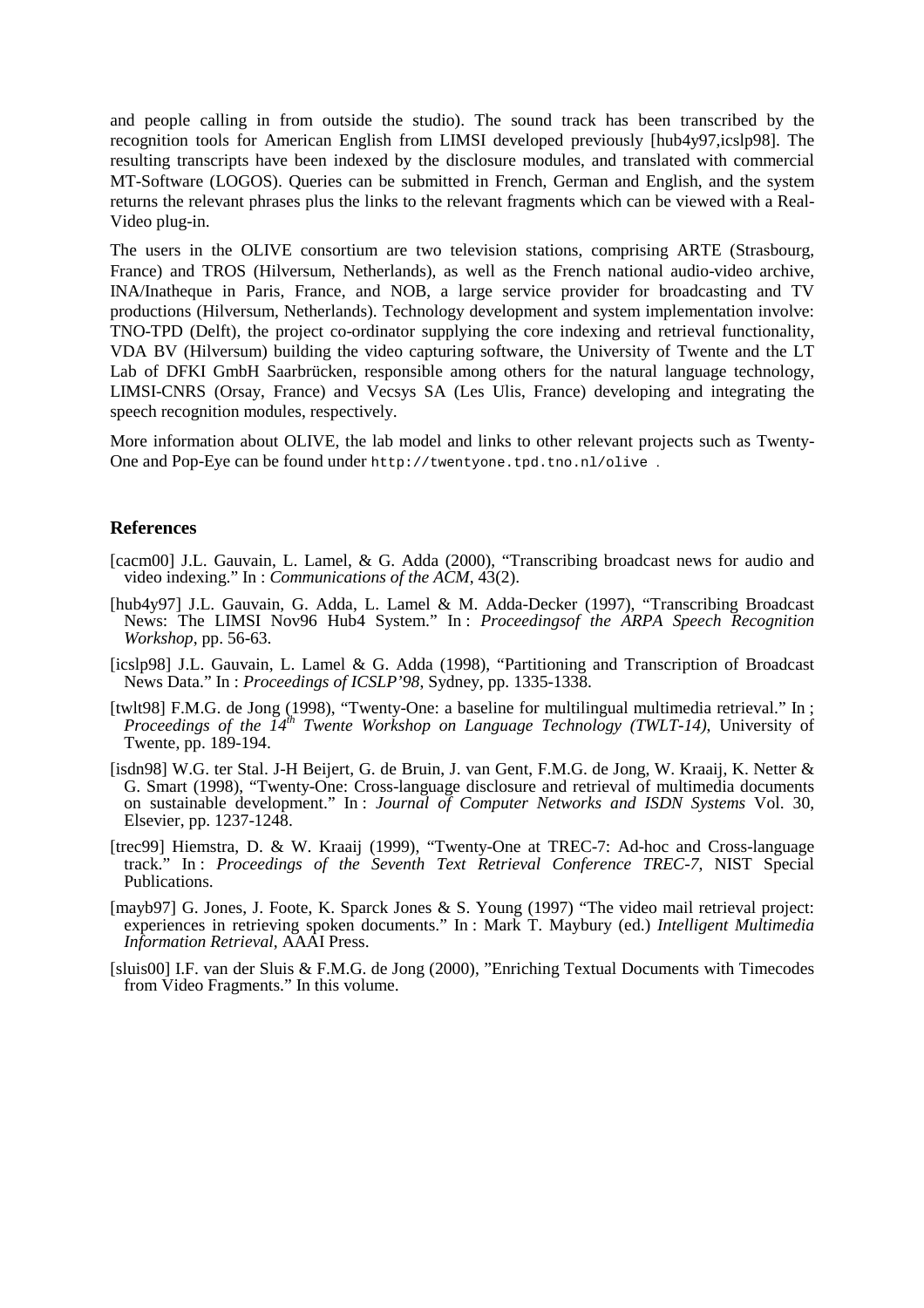and people calling in from outside the studio). The sound track has been transcribed by the recognition tools for American English from LIMSI developed previously [hub4y97,icslp98]. The resulting transcripts have been indexed by the disclosure modules, and translated with commercial MT-Software (LOGOS). Queries can be submitted in French, German and English, and the system returns the relevant phrases plus the links to the relevant fragments which can be viewed with a Real-Video plug-in.

The users in the OLIVE consortium are two television stations, comprising ARTE (Strasbourg, France) and TROS (Hilversum, Netherlands), as well as the French national audio-video archive, INA/Inatheque in Paris, France, and NOB, a large service provider for broadcasting and TV productions (Hilversum, Netherlands). Technology development and system implementation involve: TNO-TPD (Delft), the project co-ordinator supplying the core indexing and retrieval functionality, VDA BV (Hilversum) building the video capturing software, the University of Twente and the LT Lab of DFKI GmbH Saarbrücken, responsible among others for the natural language technology, LIMSI-CNRS (Orsay, France) and Vecsys SA (Les Ulis, France) developing and integrating the speech recognition modules, respectively.

More information about OLIVE, the lab model and links to other relevant projects such as Twenty-One and Pop-Eye can be found under `http://twentyone.tpd.tno.nl/olive` .

## References

[cacm00] J.L. Gauvain, L. Lamel, & G. Adda (2000), "Transcribing broadcast news for audio and video indexing." In : *Communications of the ACM*, 43(2).

[hub4y97] J.L. Gauvain, G. Adda, L. Lamel & M. Adda-Decker (1997), "Transcribing Broadcast News: The LIMSI Nov96 Hub4 System." In : *Proceedingsof the ARPA Speech Recognition Workshop*, pp. 56-63.

[icslp98] J.L. Gauvain, L. Lamel & G. Adda (1998), "Partitioning and Transcription of Broadcast News Data." In : *Proceedings of ICSLP'98*, Sydney, pp. 1335-1338.

[twlt98] F.M.G. de Jong (1998), "Twenty-One: a baseline for multilingual multimedia retrieval." In ; *Proceedings of the 14th Twente Workshop on Language Technology (TWLT-14)*, University of Twente, pp. 189-194.

[isdn98] W.G. ter Stal. J-H Beijert, G. de Bruin, J. van Gent, F.M.G. de Jong, W. Kraaij, K. Netter & G. Smart (1998), "Twenty-One: Cross-language disclosure and retrieval of multimedia documents on sustainable development." In : *Journal of Computer Networks and ISDN Systems* Vol. 30, Elsevier, pp. 1237-1248.

[trec99] Hiemstra, D. & W. Kraaij (1999), "Twenty-One at TREC-7: Ad-hoc and Cross-language track." In : *Proceedings of the Seventh Text Retrieval Conference TREC-7*, NIST Special Publications.

[mayb97] G. Jones, J. Foote, K. Sparck Jones & S. Young (1997) "The video mail retrieval project: experiences in retrieving spoken documents." In : Mark T. Maybury (ed.) *Intelligent Multimedia Information Retrieval*, AAAI Press.

[sluis00] I.F. van der Sluis & F.M.G. de Jong (2000), "Enriching Textual Documents with Timecodes from Video Fragments." In this volume.